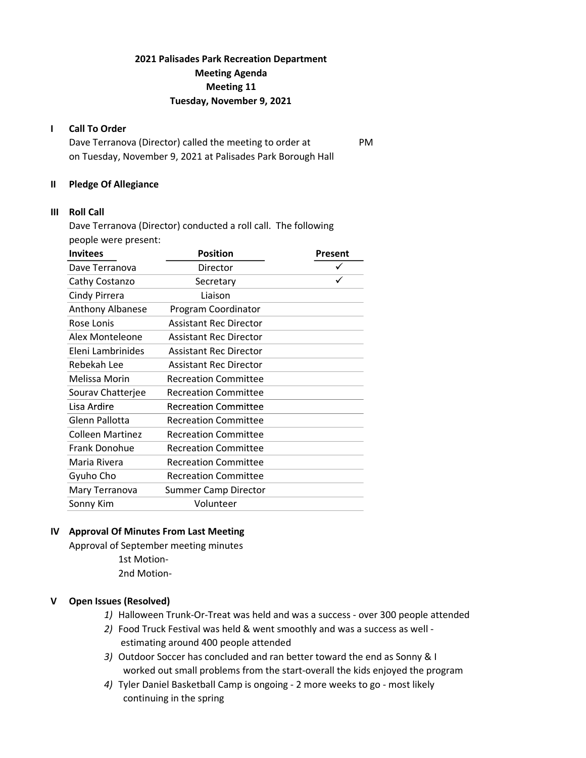# 2021 Palisades Park Recreation Department
## Meeting Agenda
## Meeting 11
## Tuesday, November 9, 2021

### I Call To Order

Dave Terranova (Director) called the meeting to order at PM on Tuesday, November 9, 2021 at Palisades Park Borough Hall

### II Pledge Of Allegiance

### III Roll Call

Dave Terranova (Director) conducted a roll call. The following people were present:

| Invitees | Position | Present |
|---|---|---|
| Dave Terranova | Director | ✓ |
| Cathy Costanzo | Secretary | ✓ |
| Cindy Pirrera | Liaison | |
| Anthony Albanese | Program Coordinator | |
| Rose Lonis | Assistant Rec Director | |
| Alex Monteleone | Assistant Rec Director | |
| Eleni Lambrinides | Assistant Rec Director | |
| Rebekah Lee | Assistant Rec Director | |
| Melissa Morin | Recreation Committee | |
| Sourav Chatterjee | Recreation Committee | |
| Lisa Ardire | Recreation Committee | |
| Glenn Pallotta | Recreation Committee | |
| Colleen Martinez | Recreation Committee | |
| Frank Donohue | Recreation Committee | |
| Maria Rivera | Recreation Committee | |
| Gyuho Cho | Recreation Committee | |
| Mary Terranova | Summer Camp Director | |
| Sonny Kim | Volunteer | |

### IV Approval Of Minutes From Last Meeting

Approval of September meeting minutes

1st Motion-

2nd Motion-

### V Open Issues (Resolved)

1) Halloween Trunk-Or-Treat was held and was a success - over 300 people attended
2) Food Truck Festival was held & went smoothly and was a success as well - estimating around 400 people attended
3) Outdoor Soccer has concluded and ran better toward the end as Sonny & I worked out small problems from the start-overall the kids enjoyed the program
4) Tyler Daniel Basketball Camp is ongoing - 2 more weeks to go - most likely continuing in the spring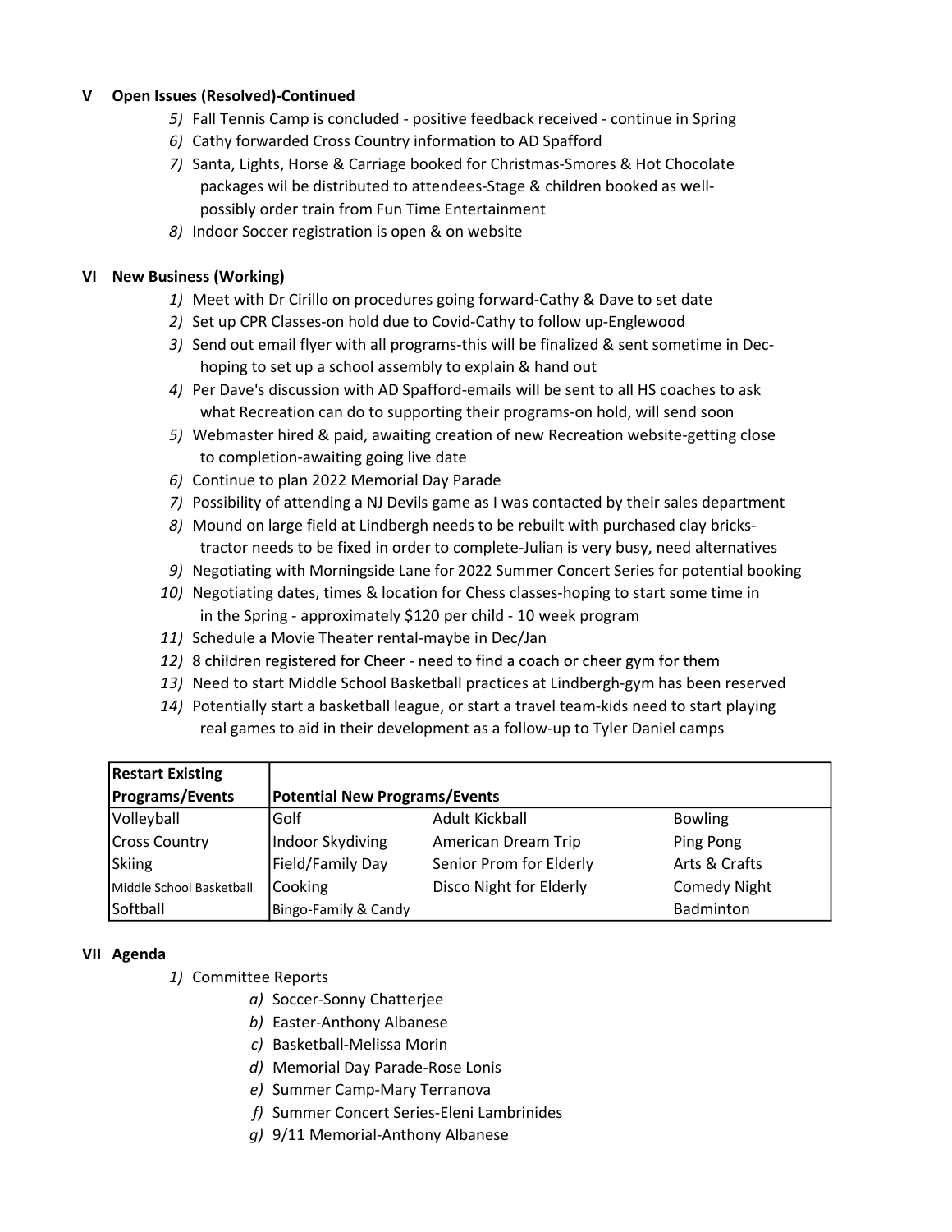## V Open Issues (Resolved)-Continued

5) Fall Tennis Camp is concluded - positive feedback received - continue in Spring
6) Cathy forwarded Cross Country information to AD Spafford
7) Santa, Lights, Horse & Carriage booked for Christmas-Smores & Hot Chocolate packages wil be distributed to attendees-Stage & children booked as well-possibly order train from Fun Time Entertainment
8) Indoor Soccer registration is open & on website

## VI New Business (Working)

1) Meet with Dr Cirillo on procedures going forward-Cathy & Dave to set date
2) Set up CPR Classes-on hold due to Covid-Cathy to follow up-Englewood
3) Send out email flyer with all programs-this will be finalized & sent sometime in Dec-hoping to set up a school assembly to explain & hand out
4) Per Dave's discussion with AD Spafford-emails will be sent to all HS coaches to ask what Recreation can do to supporting their programs-on hold, will send soon
5) Webmaster hired & paid, awaiting creation of new Recreation website-getting close to completion-awaiting going live date
6) Continue to plan 2022 Memorial Day Parade
7) Possibility of attending a NJ Devils game as I was contacted by their sales department
8) Mound on large field at Lindbergh needs to be rebuilt with purchased clay bricks-tractor needs to be fixed in order to complete-Julian is very busy, need alternatives
9) Negotiating with Morningside Lane for 2022 Summer Concert Series for potential booking
10) Negotiating dates, times & location for Chess classes-hoping to start some time in in the Spring - approximately $120 per child - 10 week program
11) Schedule a Movie Theater rental-maybe in Dec/Jan
12) 8 children registered for Cheer - need to find a coach or cheer gym for them
13) Need to start Middle School Basketball practices at Lindbergh-gym has been reserved
14) Potentially start a basketball league, or start a travel team-kids need to start playing real games to aid in their development as a follow-up to Tyler Daniel camps

| Restart Existing Programs/Events | Potential New Programs/Events | | |
|---|---|---|---|
| Volleyball | Golf | Adult Kickball | Bowling |
| Cross Country | Indoor Skydiving | American Dream Trip | Ping Pong |
| Skiing | Field/Family Day | Senior Prom for Elderly | Arts & Crafts |
| Middle School Basketball | Cooking | Disco Night for Elderly | Comedy Night |
| Softball | Bingo-Family & Candy | | Badminton |

## VII Agenda

1) Committee Reports
   a) Soccer-Sonny Chatterjee
   b) Easter-Anthony Albanese
   c) Basketball-Melissa Morin
   d) Memorial Day Parade-Rose Lonis
   e) Summer Camp-Mary Terranova
   f) Summer Concert Series-Eleni Lambrinides
   g) 9/11 Memorial-Anthony Albanese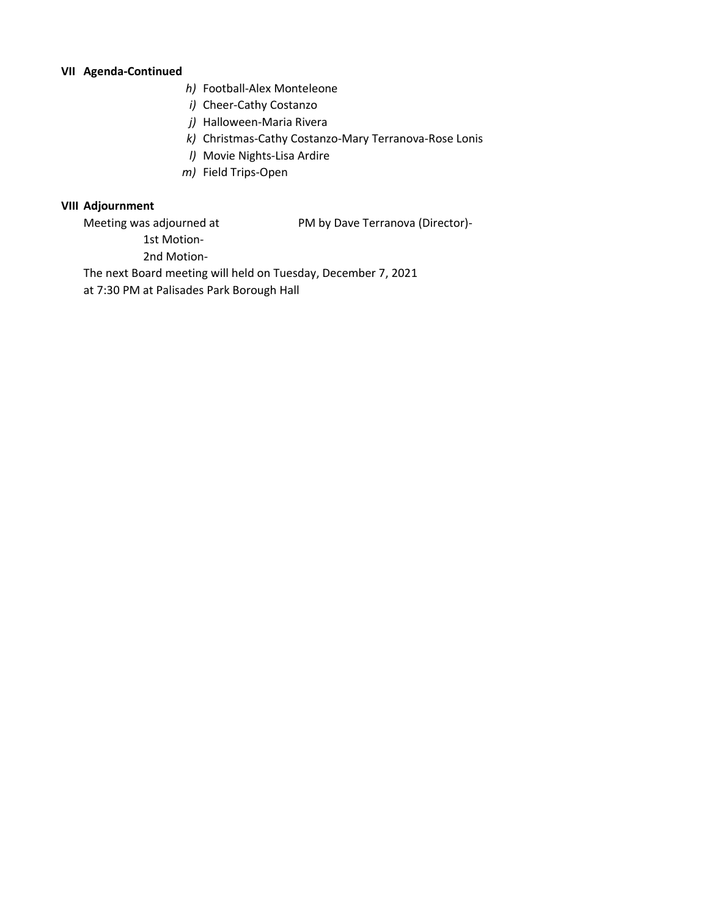**VII Agenda-Continued**

*h)* Football-Alex Monteleone
*i)* Cheer-Cathy Costanzo
*j)* Halloween-Maria Rivera
*k)* Christmas-Cathy Costanzo-Mary Terranova-Rose Lonis
*l)* Movie Nights-Lisa Ardire
*m)* Field Trips-Open

**VIII Adjournment**

Meeting was adjourned at PM by Dave Terranova (Director)-

1st Motion-

2nd Motion-

The next Board meeting will held on Tuesday, December 7, 2021
at 7:30 PM at Palisades Park Borough Hall